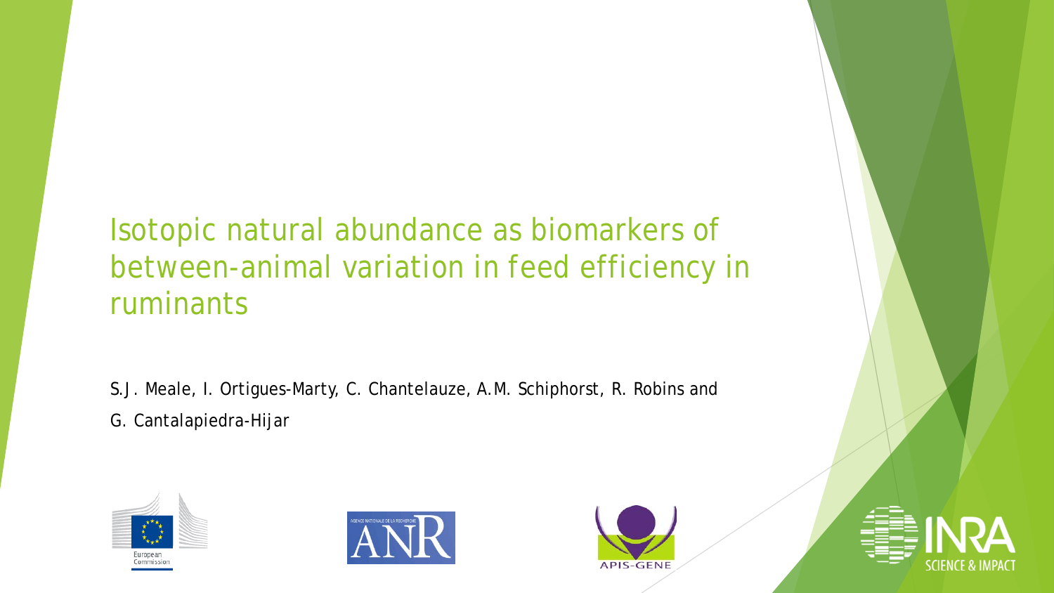# Isotopic natural abundance as biomarkers of between-animal variation in feed efficiency in ruminants

S.J. Meale, I. Ortigues-Marty, C. Chantelauze, A.M. Schiphorst, R. Robins and G. Cantalapiedra-Hijar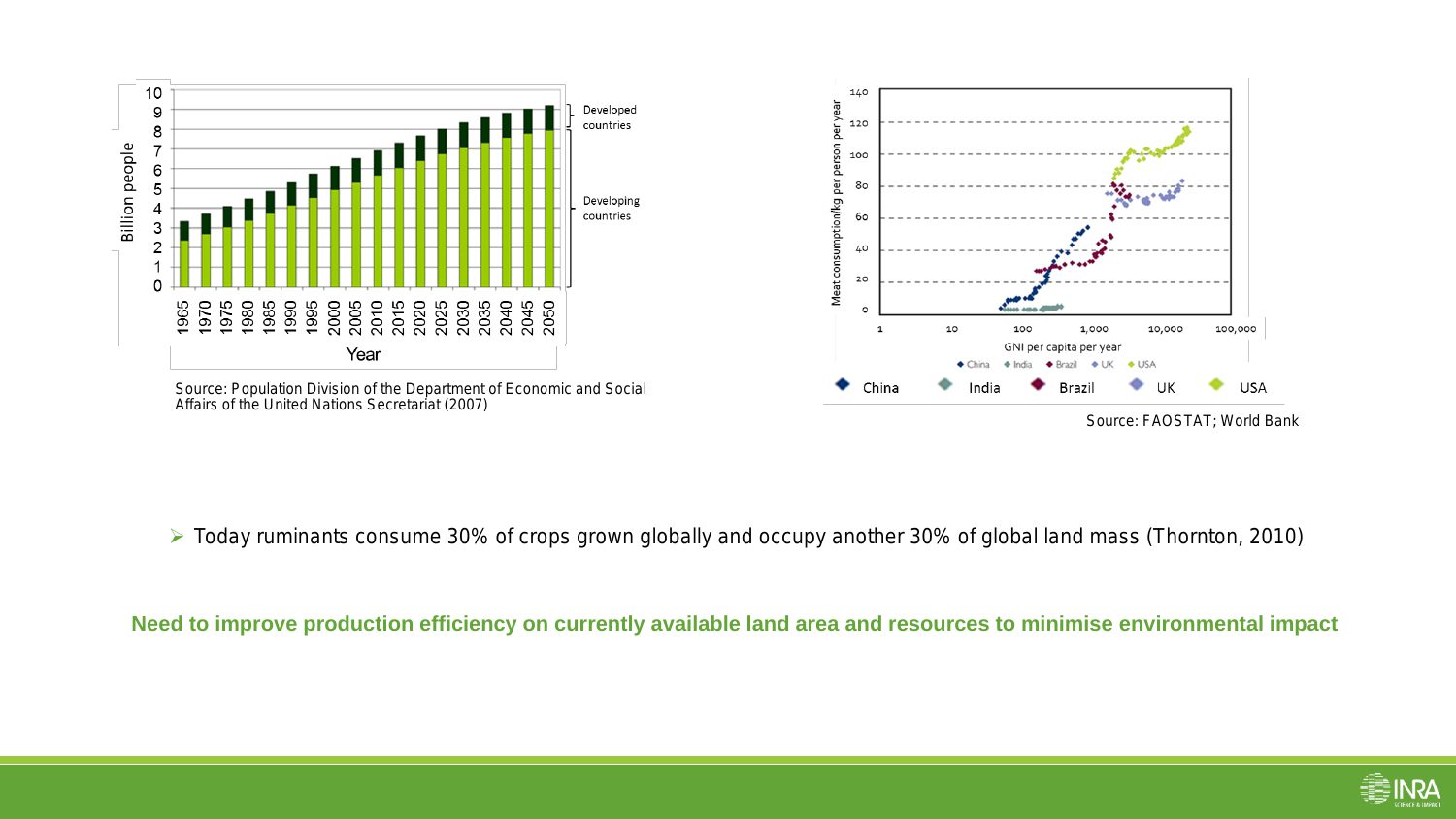Source: Population Division of the Department of Economic and Social Affairs of the United Nations Secretariat (2007)

Source: FAOSTAT; World Bank

- Today ruminants consume 30% of crops grown globally and occupy another 30% of global land mass (Thornton, 2010)

**Need to improve production efficiency on currently available land area and resources to minimise environmental impact**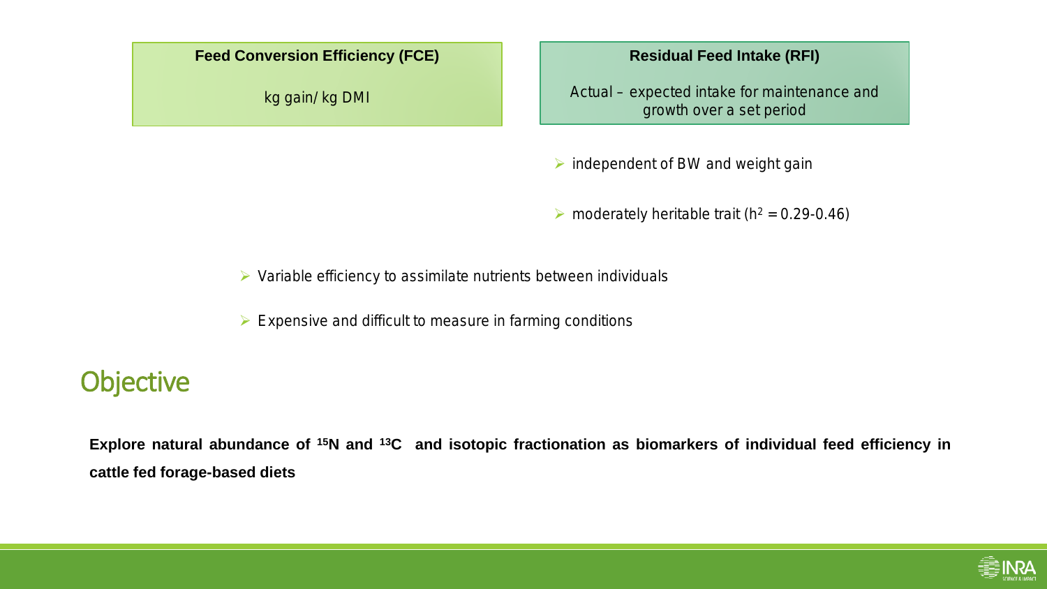**Feed Conversion Efficiency (FCE)**

kg gain/ kg DMI

**Residual Feed Intake (RFI)**

Actual – expected intake for maintenance and growth over a set period

- independent of BW and weight gain
- moderately heritable trait ($h^2$ = 0.29-0.46)

- Variable efficiency to assimilate nutrients between individuals
- Expensive and difficult to measure in farming conditions

## Objective

**Explore natural abundance of $^{15}N$ and $^{13}C$ and isotopic fractionation as biomarkers of individual feed efficiency in cattle fed forage-based diets**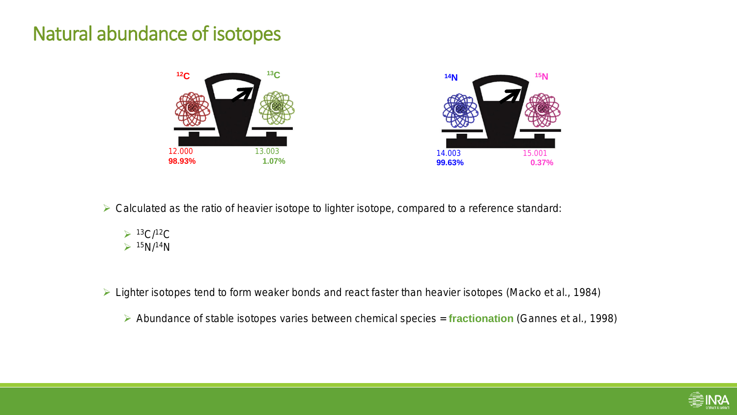# Natural abundance of isotopes

$^{12}C$ — 12.000 — **98.93%**

$^{13}C$ — 13.003 — **1.07%**

$^{14}N$ — 14.003 — **99.63%**

$^{15}N$ — 15.001 — **0.37%**

- Calculated as the ratio of heavier isotope to lighter isotope, compared to a reference standard:
  - $^{13}C/^{12}C$
  - $^{15}N/^{14}N$

- Lighter isotopes tend to form weaker bonds and react faster than heavier isotopes (Macko et al., 1984)
  - Abundance of stable isotopes varies between chemical species = **fractionation** (Gannes et al., 1998)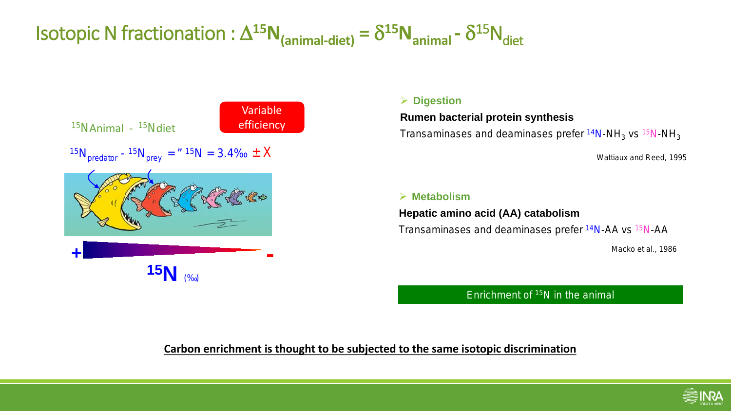# Isotopic N fractionation : $\Delta^{15}N_{(animal-diet)} = \delta^{15}N_{animal} - \delta^{15}N_{diet}$

$^{15}N$ Animal - $^{15}N$ diet

Variable efficiency

$^{15}N_{predator} - ^{15}N_{prey} = " ^{15}N = 3.4‰ \pm X$

+ $^{15}N$ (‰) -

- **Digestion**

**Rumen bacterial protein synthesis**

Transaminases and deaminases prefer $^{14}N$-$NH_3$ vs $^{15}N$-$NH_3$

Wattiaux and Reed, 1995

- **Metabolism**

**Hepatic amino acid (AA) catabolism**

Transaminases and deaminases prefer $^{14}N$-AA vs $^{15}N$-AA

Macko et al., 1986

Enrichment of $^{15}N$ in the animal

**Carbon enrichment is thought to be subjected to the same isotopic discrimination**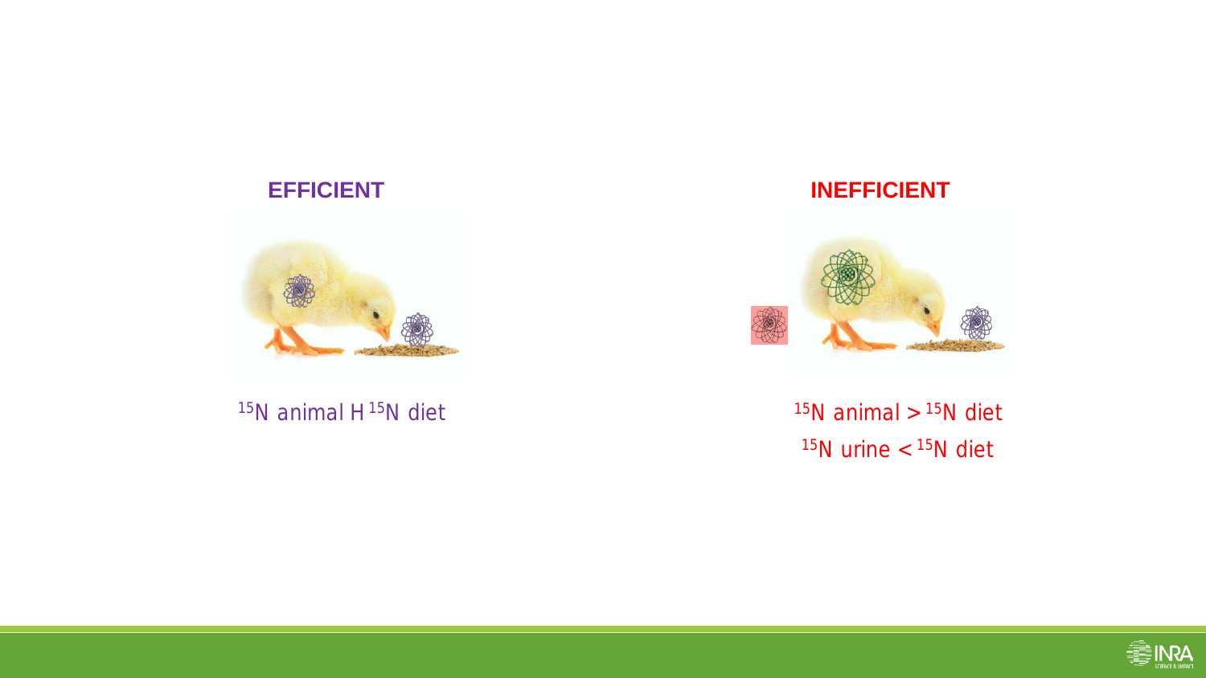**EFFICIENT**

$^{15}N$ animal H $^{15}N$ diet

**INEFFICIENT**

$^{15}N$ animal > $^{15}N$ diet

$^{15}N$ urine < $^{15}N$ diet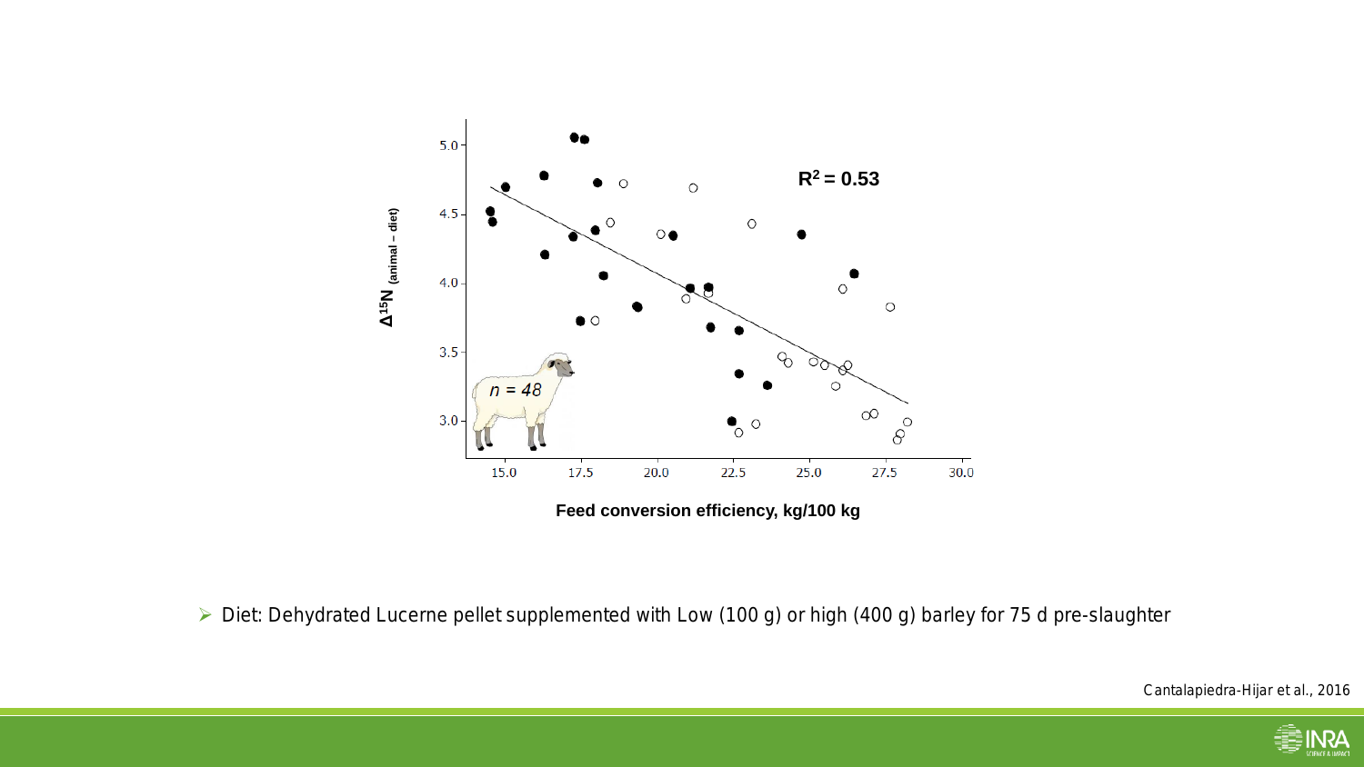$R^2 = 0.53$

$n = 48$

$\Delta^{15}N_{(animal - diet)}$

Feed conversion efficiency, kg/100 kg

- Diet: Dehydrated Lucerne pellet supplemented with Low (100 g) or high (400 g) barley for 75 d pre-slaughter

Cantalapiedra-Hijar et al., 2016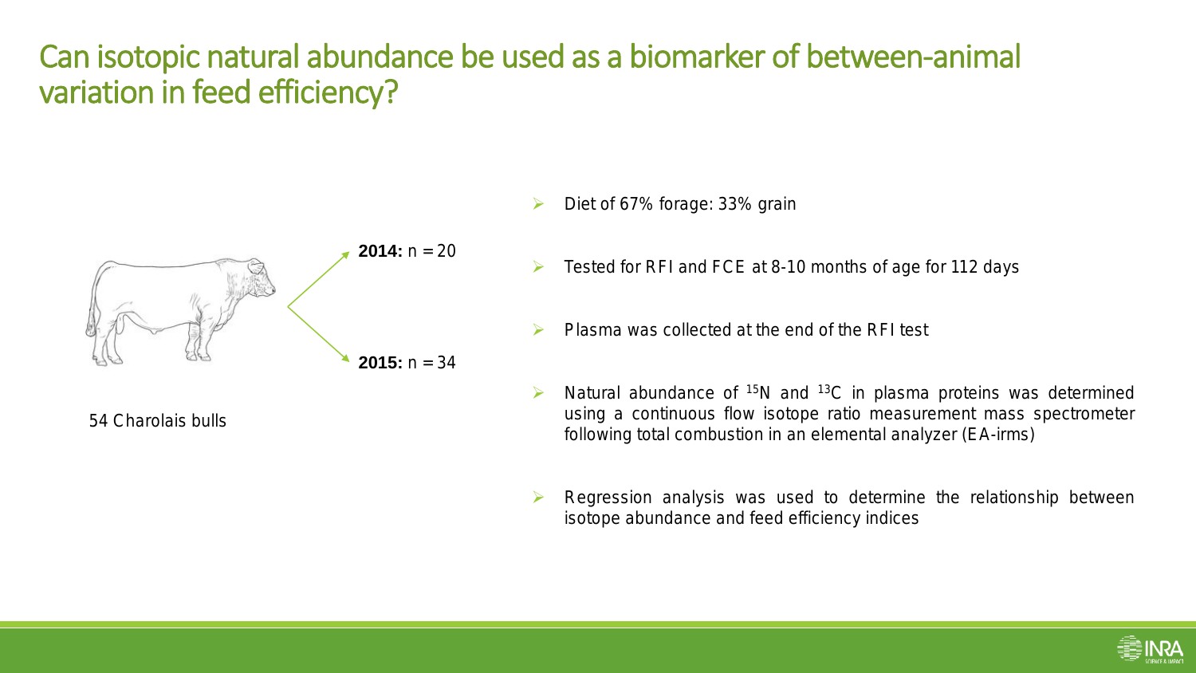# Can isotopic natural abundance be used as a biomarker of between-animal variation in feed efficiency?

**2014:** n = 20

**2015:** n = 34

54 Charolais bulls

- Diet of 67% forage: 33% grain
- Tested for RFI and FCE at 8-10 months of age for 112 days
- Plasma was collected at the end of the RFI test
- Natural abundance of $^{15}N$ and $^{13}C$ in plasma proteins was determined using a continuous flow isotope ratio measurement mass spectrometer following total combustion in an elemental analyzer (EA-irms)
- Regression analysis was used to determine the relationship between isotope abundance and feed efficiency indices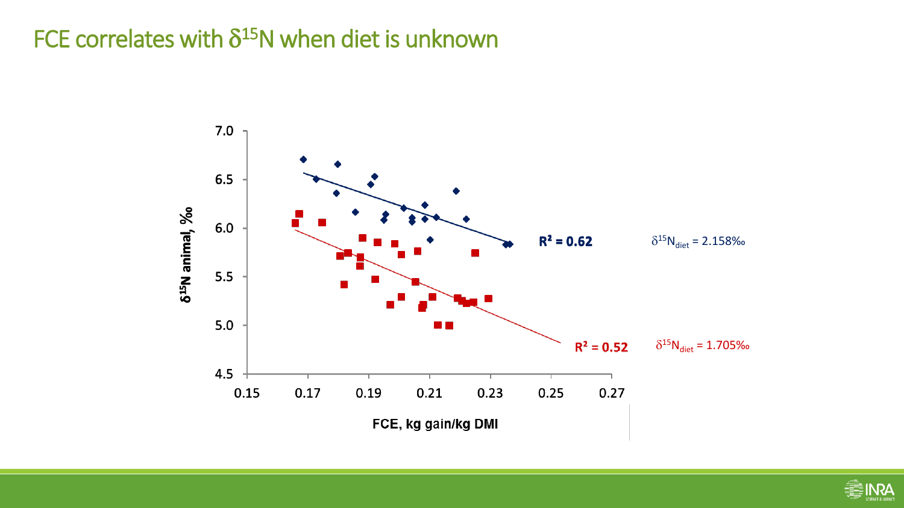# FCE correlates with $\delta^{15}N$ when diet is unknown

$\delta^{15}N$ animal, ‰

FCE, kg gain/kg DMI

$R^2 = 0.62$ — $\delta^{15}N_{diet}$ = 2.158‰

$R^2 = 0.52$ — $\delta^{15}N_{diet}$ = 1.705‰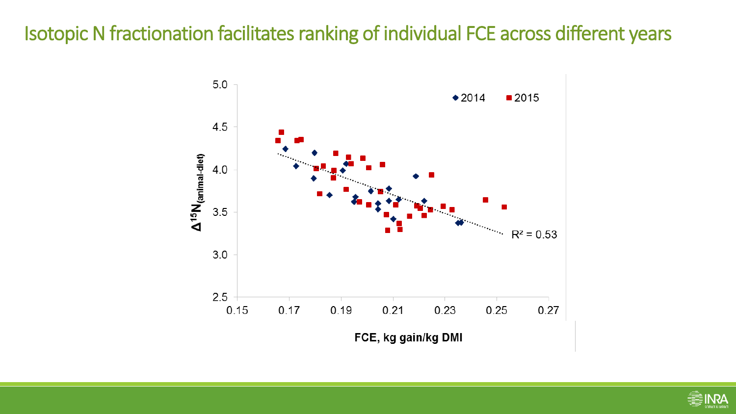# Isotopic N fractionation facilitates ranking of individual FCE across different years

$\Delta^{15}N_{(animal\text{-}diet)}$

◆ 2014 ■ 2015

$R^2 = 0.53$

FCE, kg gain/kg DMI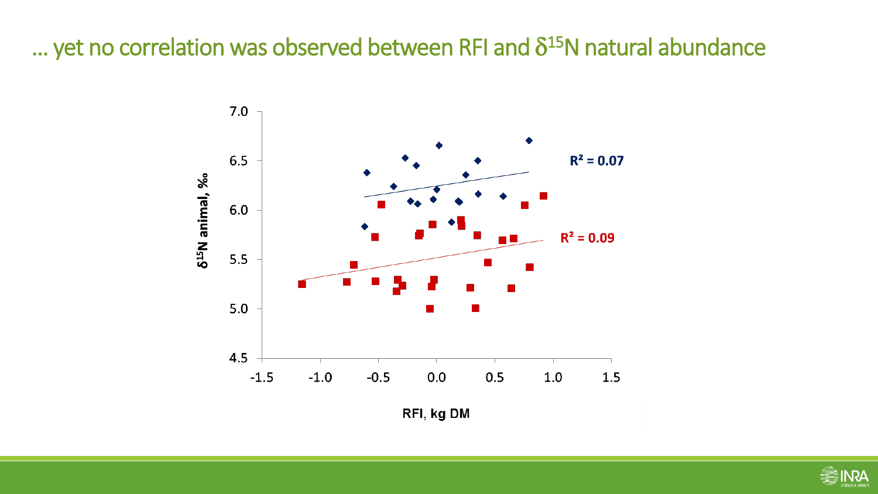# … yet no correlation was observed between RFI and $\delta^{15}N$ natural abundance

$R^2 = 0.07$

$R^2 = 0.09$

$\delta^{15}N$ animal, ‰

RFI, kg DM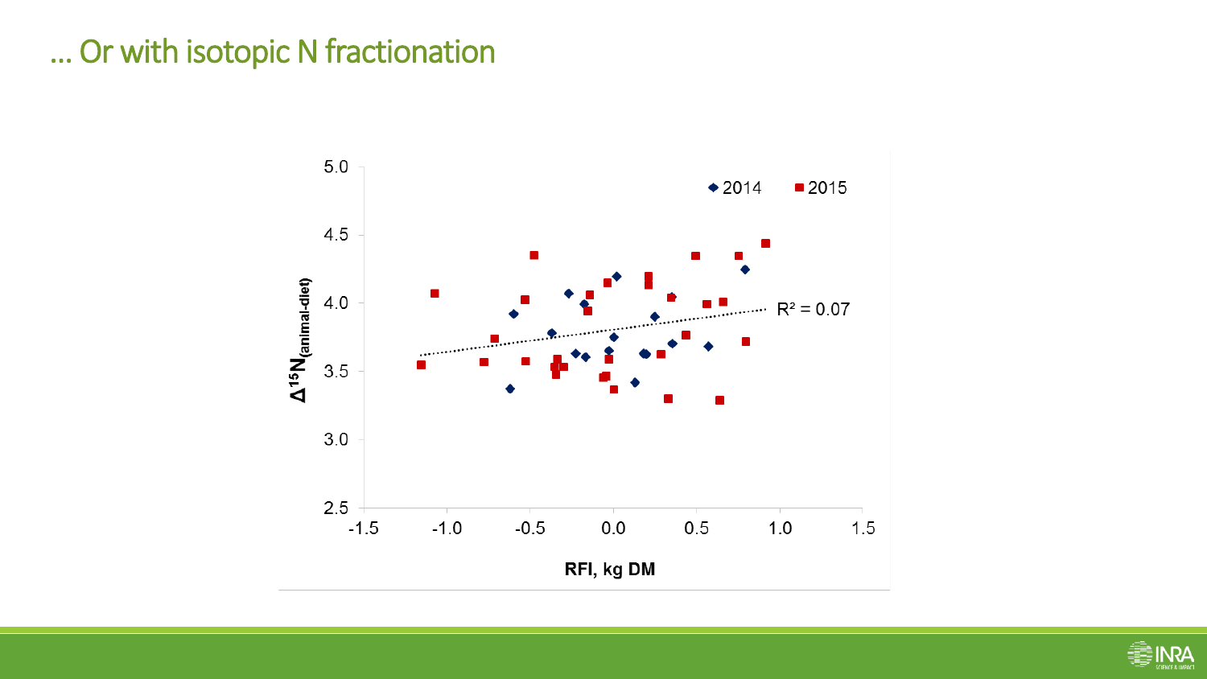# … Or with isotopic N fractionation

$\Delta^{15}N_{(animal\text{-}diet)}$

RFI, kg DM

◆ 2014 ■ 2015

$R^2 = 0.07$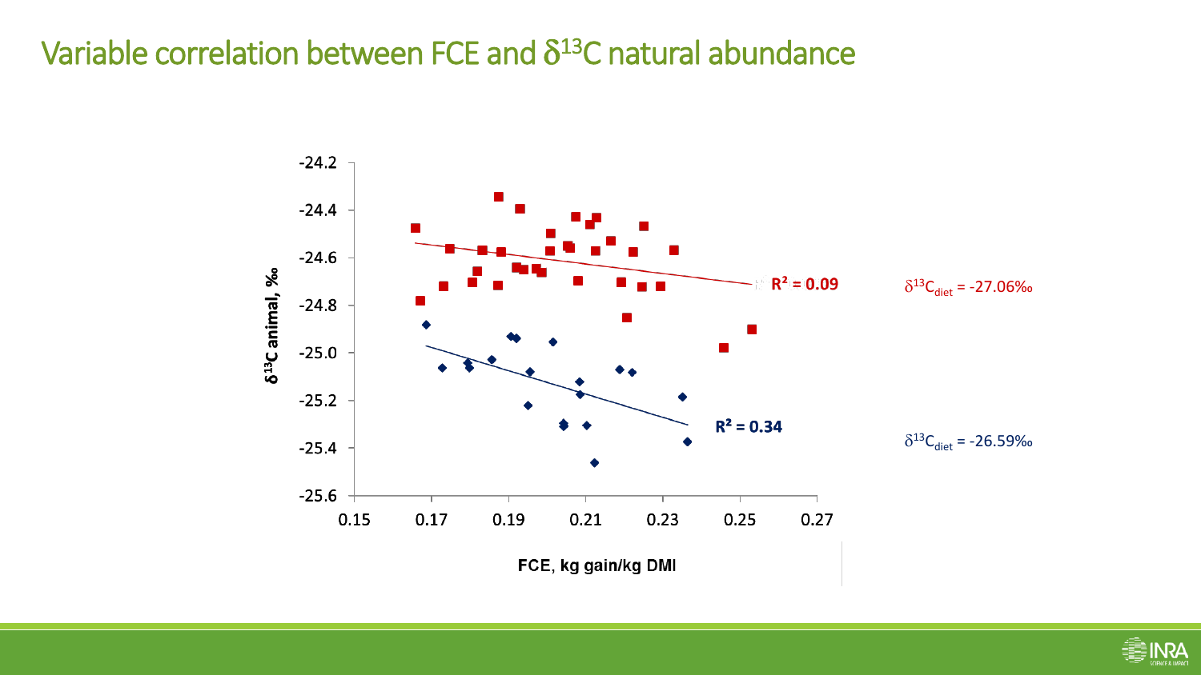# Variable correlation between FCE and $\delta^{13}C$ natural abundance

$R^2 = 0.09$

$\delta^{13}C_{diet}$ = -27.06‰

$R^2 = 0.34$

$\delta^{13}C_{diet}$ = -26.59‰

$\delta^{13}C$ animal, ‰

FCE, kg gain/kg DMI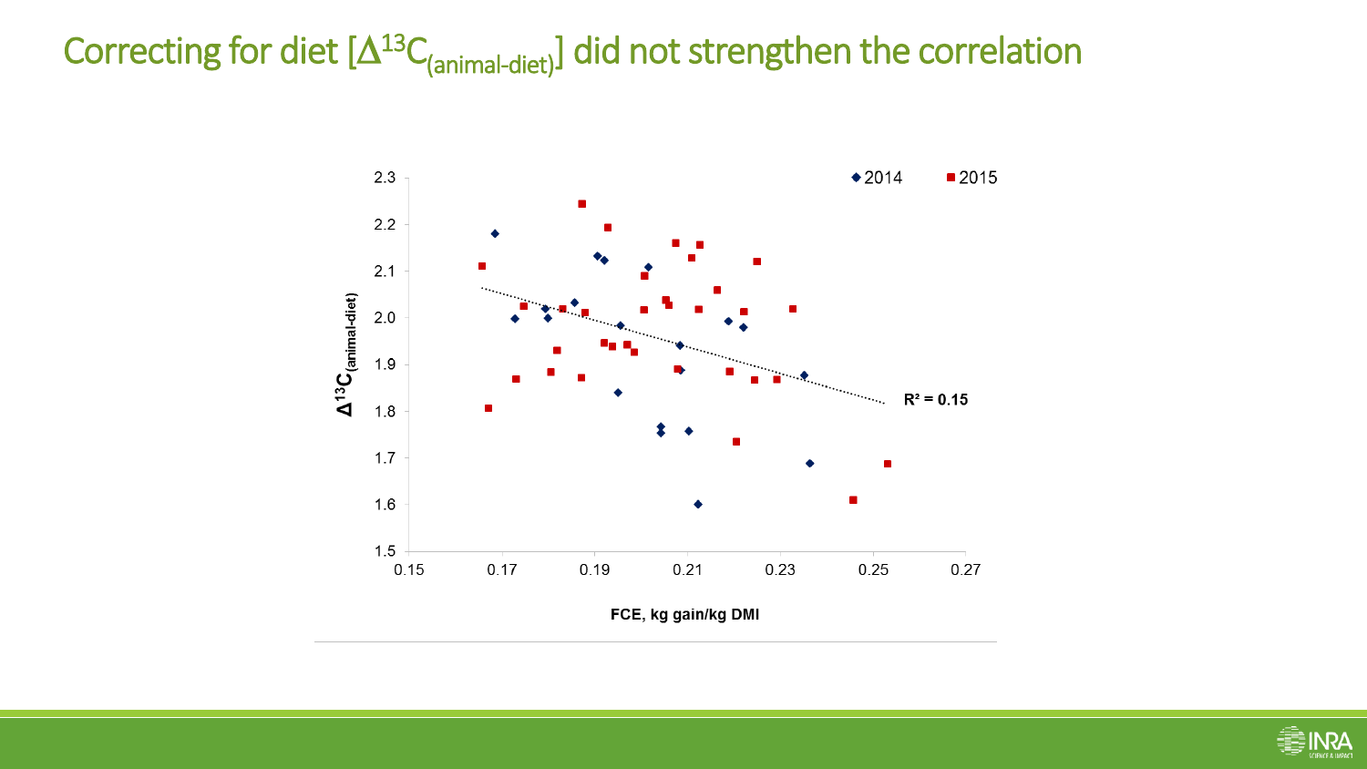# Correcting for diet [$\Delta^{13}C_{(animal\text{-}diet)}$] did not strengthen the correlation

$\Delta^{13}C_{(animal\text{-}diet)}$

2.3
2.2
2.1
2.0
1.9
1.8
1.7
1.6
1.5

0.15 0.17 0.19 0.21 0.23 0.25 0.27

FCE, kg gain/kg DMI

◆ 2014 ■ 2015

$R^2 = 0.15$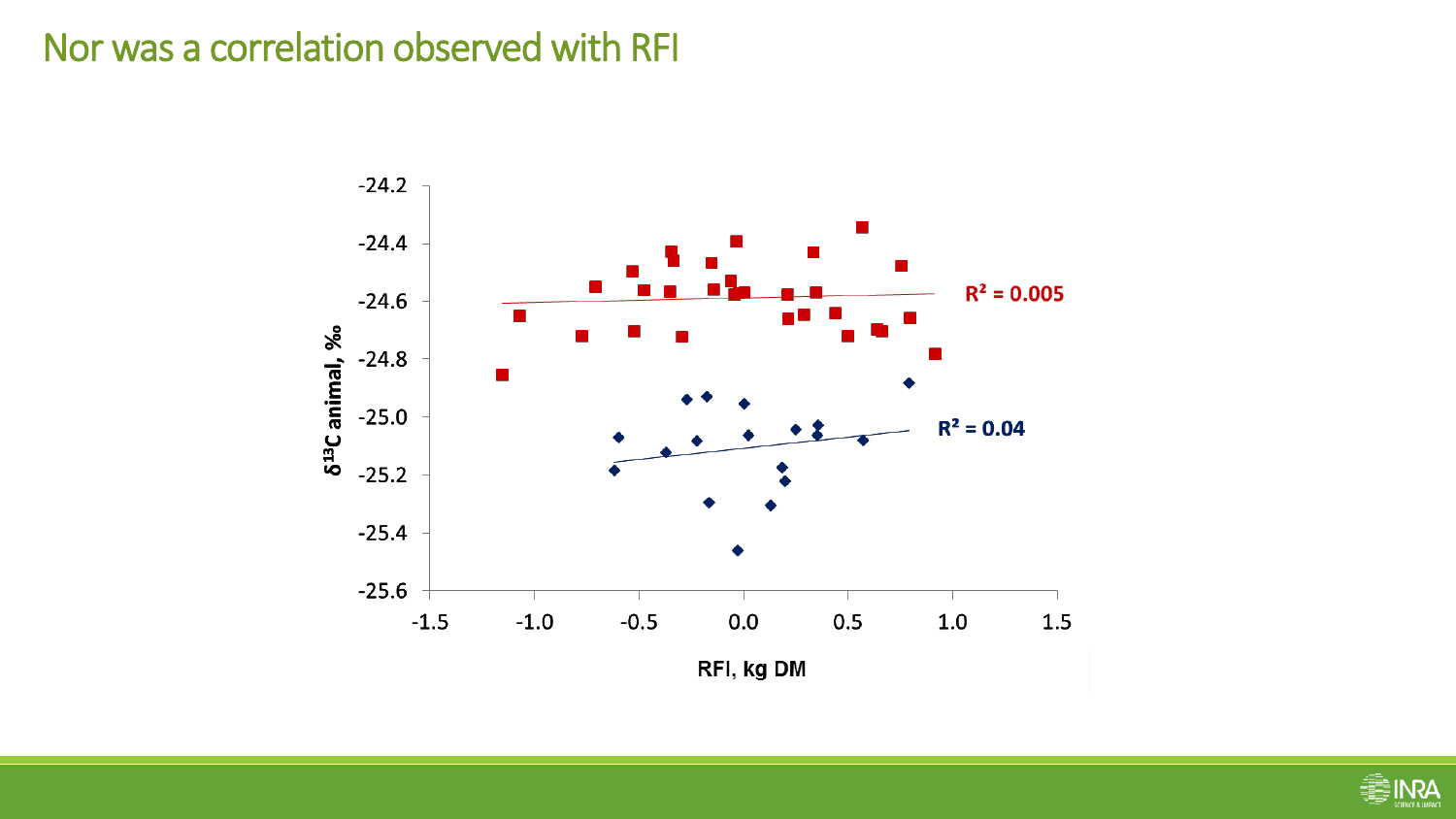# Nor was a correlation observed with RFI

$R^2 = 0.005$

$R^2 = 0.04$

$\delta^{13}C$ animal, ‰

RFI, kg DM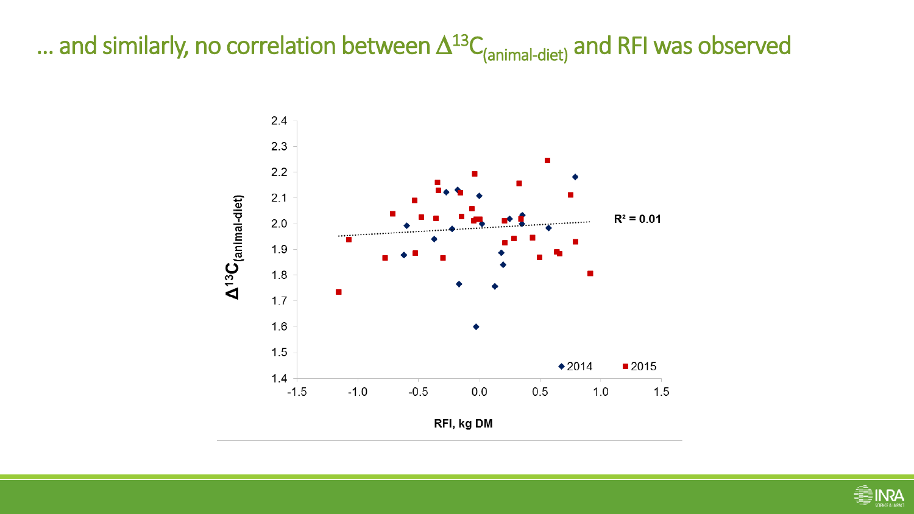# … and similarly, no correlation between $\Delta^{13}C_{(animal\text{-}diet)}$ and RFI was observed

$R^2 = 0.01$

$\Delta^{13}C_{(animal\text{-}diet)}$

RFI, kg DM

◆ 2014 ■ 2015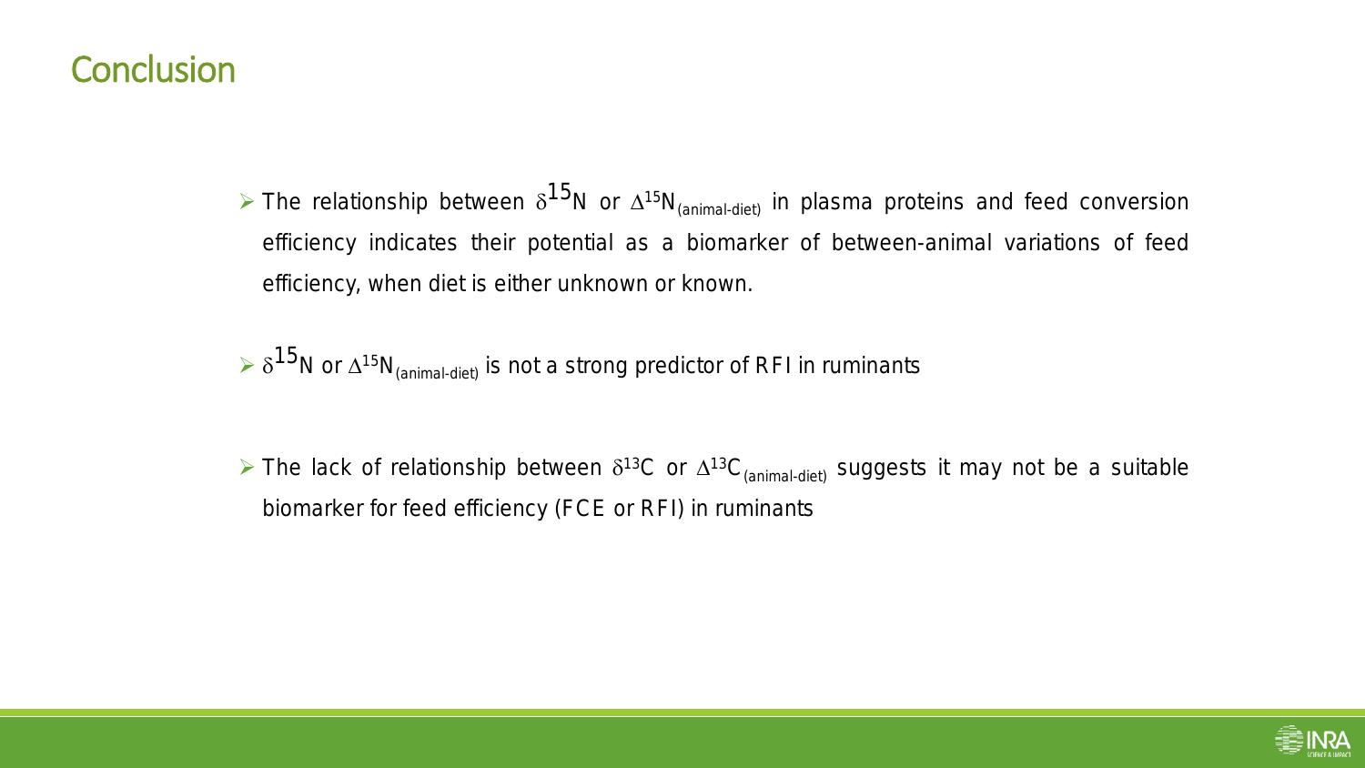# Conclusion

- The relationship between $\delta^{15}N$ or $\Delta^{15}N_{(animal\text{-}diet)}$ in plasma proteins and feed conversion efficiency indicates their potential as a biomarker of between-animal variations of feed efficiency, when diet is either unknown or known.

- $\delta^{15}N$ or $\Delta^{15}N_{(animal\text{-}diet)}$ is not a strong predictor of RFI in ruminants

- The lack of relationship between $\delta^{13}C$ or $\Delta^{13}C_{(animal\text{-}diet)}$ suggests it may not be a suitable biomarker for feed efficiency (FCE or RFI) in ruminants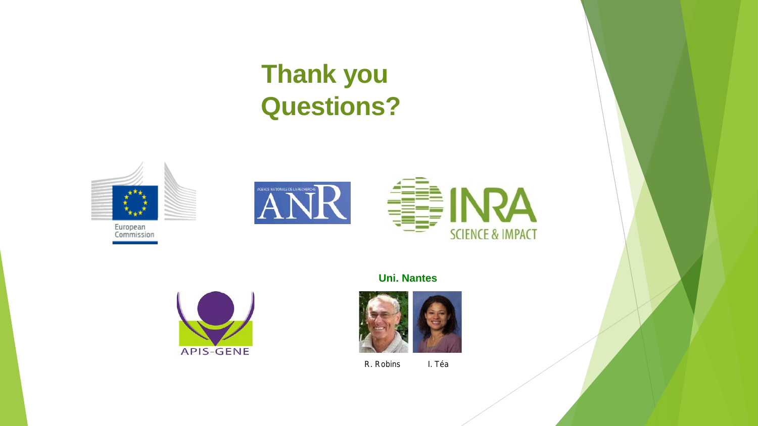# Thank you
# Questions?

Uni. Nantes

R. Robins I. Téa